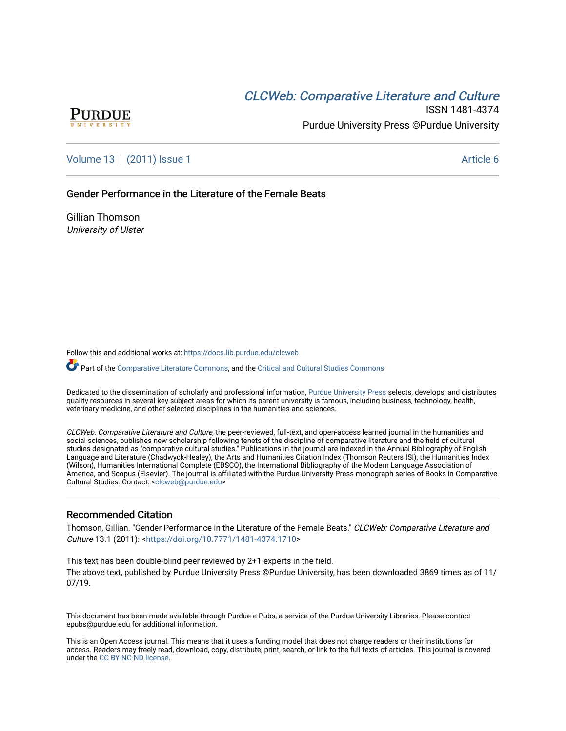CLCWeb: Comparative Literature and Culture

ISSN 1481-4374

Purdue University Press ©Purdue University

Volume 13 | (2011) Issue 1 — Article 6

# Gender Performance in the Literature of the Female Beats

Gillian Thomson
*University of Ulster*

Follow this and additional works at: https://docs.lib.purdue.edu/clcweb

Part of the Comparative Literature Commons, and the Critical and Cultural Studies Commons

Dedicated to the dissemination of scholarly and professional information, Purdue University Press selects, develops, and distributes quality resources in several key subject areas for which its parent university is famous, including business, technology, health, veterinary medicine, and other selected disciplines in the humanities and sciences.

*CLCWeb: Comparative Literature and Culture*, the peer-reviewed, full-text, and open-access learned journal in the humanities and social sciences, publishes new scholarship following tenets of the discipline of comparative literature and the field of cultural studies designated as "comparative cultural studies." Publications in the journal are indexed in the Annual Bibliography of English Language and Literature (Chadwyck-Healey), the Arts and Humanities Citation Index (Thomson Reuters ISI), the Humanities Index (Wilson), Humanities International Complete (EBSCO), the International Bibliography of the Modern Language Association of America, and Scopus (Elsevier). The journal is affiliated with the Purdue University Press monograph series of Books in Comparative Cultural Studies. Contact: <clcweb@purdue.edu>

## Recommended Citation

Thomson, Gillian. "Gender Performance in the Literature of the Female Beats." *CLCWeb: Comparative Literature and Culture* 13.1 (2011): <https://doi.org/10.7771/1481-4374.1710>

This text has been double-blind peer reviewed by 2+1 experts in the field.
The above text, published by Purdue University Press ©Purdue University, has been downloaded 3869 times as of 11/07/19.

This document has been made available through Purdue e-Pubs, a service of the Purdue University Libraries. Please contact epubs@purdue.edu for additional information.

This is an Open Access journal. This means that it uses a funding model that does not charge readers or their institutions for access. Readers may freely read, download, copy, distribute, print, search, or link to the full texts of articles. This journal is covered under the CC BY-NC-ND license.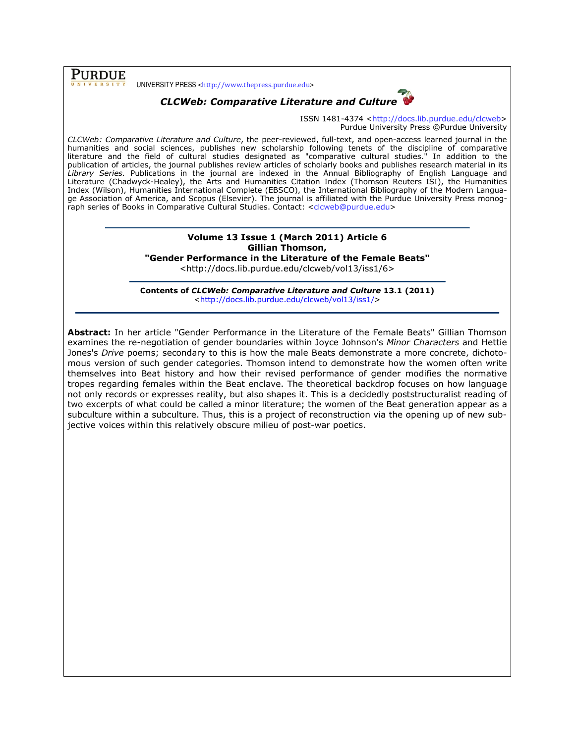PURDUE UNIVERSITY PRESS <http://www.thepress.purdue.edu>

***CLCWeb: Comparative Literature and Culture***

ISSN 1481-4374 <http://docs.lib.purdue.edu/clcweb>
Purdue University Press ©Purdue University

*CLCWeb: Comparative Literature and Culture*, the peer-reviewed, full-text, and open-access learned journal in the humanities and social sciences, publishes new scholarship following tenets of the discipline of comparative literature and the field of cultural studies designated as "comparative cultural studies." In addition to the publication of articles, the journal publishes review articles of scholarly books and publishes research material in its *Library Series.* Publications in the journal are indexed in the Annual Bibliography of English Language and Literature (Chadwyck-Healey), the Arts and Humanities Citation Index (Thomson Reuters ISI), the Humanities Index (Wilson), Humanities International Complete (EBSCO), the International Bibliography of the Modern Language Association of America, and Scopus (Elsevier). The journal is affiliated with the Purdue University Press monograph series of Books in Comparative Cultural Studies. Contact: <clcweb@purdue.edu>

---

**Volume 13 Issue 1 (March 2011) Article 6**
**Gillian Thomson,**
**"Gender Performance in the Literature of the Female Beats"**
<http://docs.lib.purdue.edu/clcweb/vol13/iss1/6>

---

**Contents of *CLCWeb: Comparative Literature and Culture* 13.1 (2011)**
<http://docs.lib.purdue.edu/clcweb/vol13/iss1/>

---

**Abstract:** In her article "Gender Performance in the Literature of the Female Beats" Gillian Thomson examines the re-negotiation of gender boundaries within Joyce Johnson's *Minor Characters* and Hettie Jones's *Drive* poems; secondary to this is how the male Beats demonstrate a more concrete, dichotomous version of such gender categories. Thomson intend to demonstrate how the women often write themselves into Beat history and how their revised performance of gender modifies the normative tropes regarding females within the Beat enclave. The theoretical backdrop focuses on how language not only records or expresses reality, but also shapes it. This is a decidedly poststructuralist reading of two excerpts of what could be called a minor literature; the women of the Beat generation appear as a subculture within a subculture. Thus, this is a project of reconstruction via the opening up of new subjective voices within this relatively obscure milieu of post-war poetics.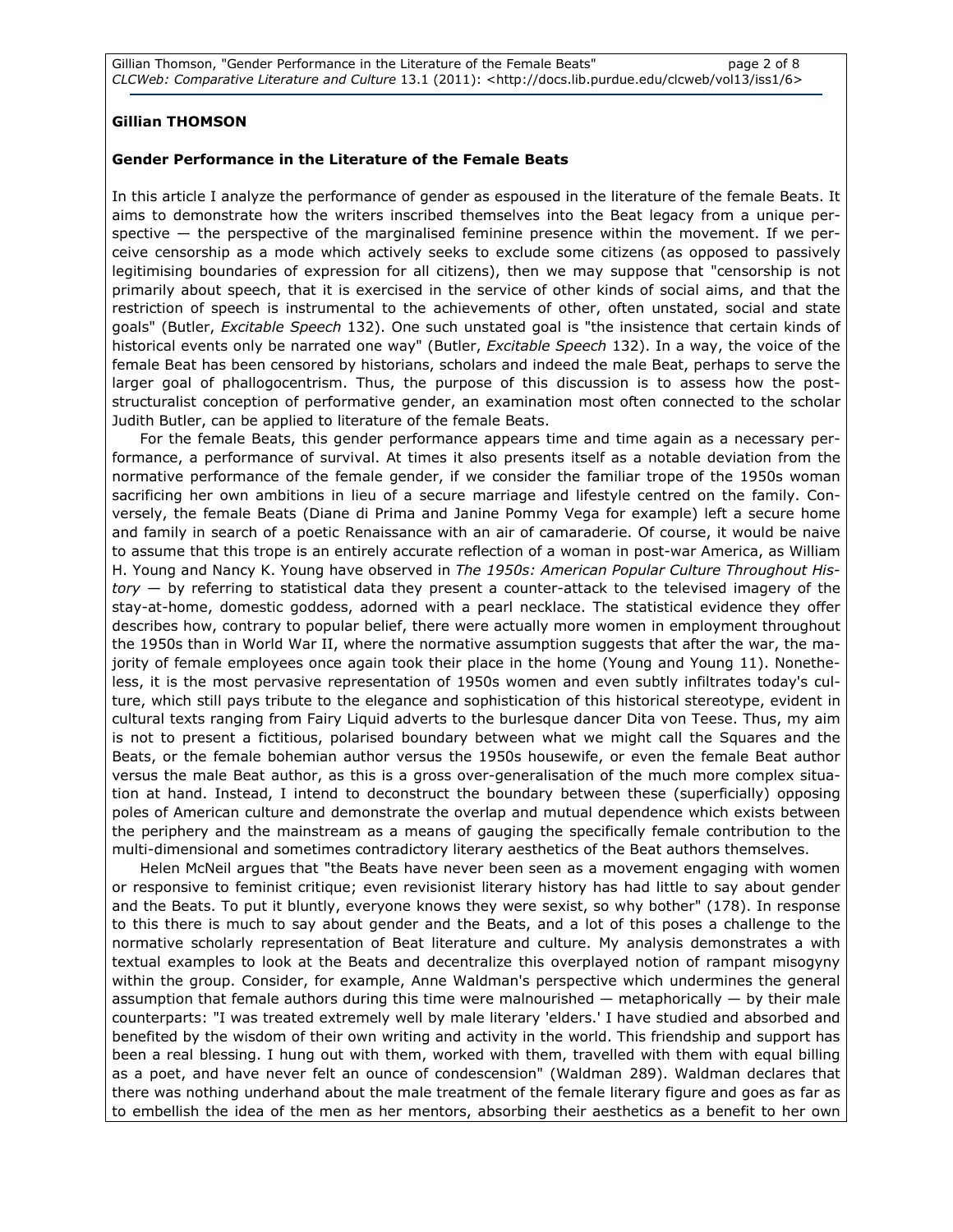**Gillian THOMSON**

**Gender Performance in the Literature of the Female Beats**

In this article I analyze the performance of gender as espoused in the literature of the female Beats. It aims to demonstrate how the writers inscribed themselves into the Beat legacy from a unique perspective — the perspective of the marginalised feminine presence within the movement. If we perceive censorship as a mode which actively seeks to exclude some citizens (as opposed to passively legitimising boundaries of expression for all citizens), then we may suppose that "censorship is not primarily about speech, that it is exercised in the service of other kinds of social aims, and that the restriction of speech is instrumental to the achievements of other, often unstated, social and state goals" (Butler, *Excitable Speech* 132). One such unstated goal is "the insistence that certain kinds of historical events only be narrated one way" (Butler, *Excitable Speech* 132). In a way, the voice of the female Beat has been censored by historians, scholars and indeed the male Beat, perhaps to serve the larger goal of phallogocentrism. Thus, the purpose of this discussion is to assess how the post-structuralist conception of performative gender, an examination most often connected to the scholar Judith Butler, can be applied to literature of the female Beats.

For the female Beats, this gender performance appears time and time again as a necessary performance, a performance of survival. At times it also presents itself as a notable deviation from the normative performance of the female gender, if we consider the familiar trope of the 1950s woman sacrificing her own ambitions in lieu of a secure marriage and lifestyle centred on the family. Conversely, the female Beats (Diane di Prima and Janine Pommy Vega for example) left a secure home and family in search of a poetic Renaissance with an air of camaraderie. Of course, it would be naive to assume that this trope is an entirely accurate reflection of a woman in post-war America, as William H. Young and Nancy K. Young have observed in *The 1950s: American Popular Culture Throughout History* — by referring to statistical data they present a counter-attack to the televised imagery of the stay-at-home, domestic goddess, adorned with a pearl necklace. The statistical evidence they offer describes how, contrary to popular belief, there were actually more women in employment throughout the 1950s than in World War II, where the normative assumption suggests that after the war, the majority of female employees once again took their place in the home (Young and Young 11). Nonetheless, it is the most pervasive representation of 1950s women and even subtly infiltrates today's culture, which still pays tribute to the elegance and sophistication of this historical stereotype, evident in cultural texts ranging from Fairy Liquid adverts to the burlesque dancer Dita von Teese. Thus, my aim is not to present a fictitious, polarised boundary between what we might call the Squares and the Beats, or the female bohemian author versus the 1950s housewife, or even the female Beat author versus the male Beat author, as this is a gross over-generalisation of the much more complex situation at hand. Instead, I intend to deconstruct the boundary between these (superficially) opposing poles of American culture and demonstrate the overlap and mutual dependence which exists between the periphery and the mainstream as a means of gauging the specifically female contribution to the multi-dimensional and sometimes contradictory literary aesthetics of the Beat authors themselves.

Helen McNeil argues that "the Beats have never been seen as a movement engaging with women or responsive to feminist critique; even revisionist literary history has had little to say about gender and the Beats. To put it bluntly, everyone knows they were sexist, so why bother" (178). In response to this there is much to say about gender and the Beats, and a lot of this poses a challenge to the normative scholarly representation of Beat literature and culture. My analysis demonstrates a with textual examples to look at the Beats and decentralize this overplayed notion of rampant misogyny within the group. Consider, for example, Anne Waldman's perspective which undermines the general assumption that female authors during this time were malnourished — metaphorically — by their male counterparts: "I was treated extremely well by male literary 'elders.' I have studied and absorbed and benefited by the wisdom of their own writing and activity in the world. This friendship and support has been a real blessing. I hung out with them, worked with them, travelled with them with equal billing as a poet, and have never felt an ounce of condescension" (Waldman 289). Waldman declares that there was nothing underhand about the male treatment of the female literary figure and goes as far as to embellish the idea of the men as her mentors, absorbing their aesthetics as a benefit to her own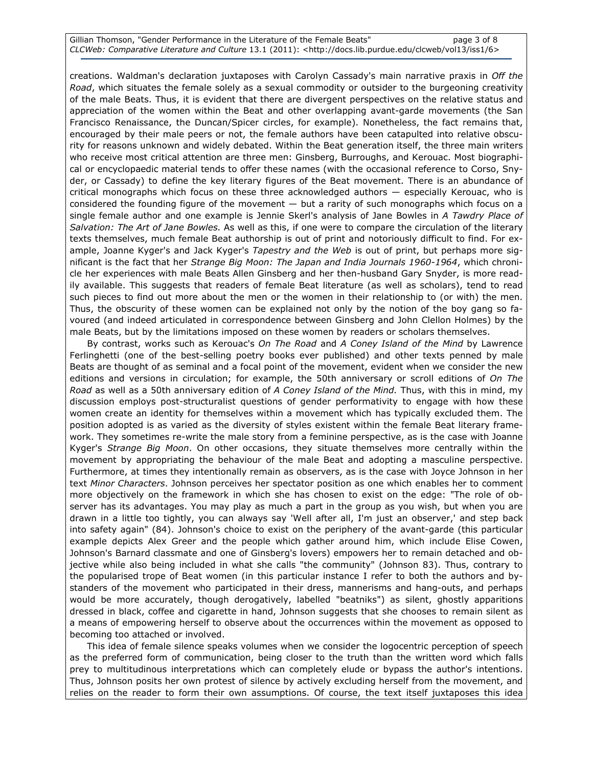creations. Waldman's declaration juxtaposes with Carolyn Cassady's main narrative praxis in *Off the Road*, which situates the female solely as a sexual commodity or outsider to the burgeoning creativity of the male Beats. Thus, it is evident that there are divergent perspectives on the relative status and appreciation of the women within the Beat and other overlapping avant-garde movements (the San Francisco Renaissance, the Duncan/Spicer circles, for example). Nonetheless, the fact remains that, encouraged by their male peers or not, the female authors have been catapulted into relative obscurity for reasons unknown and widely debated. Within the Beat generation itself, the three main writers who receive most critical attention are three men: Ginsberg, Burroughs, and Kerouac. Most biographical or encyclopaedic material tends to offer these names (with the occasional reference to Corso, Snyder, or Cassady) to define the key literary figures of the Beat movement. There is an abundance of critical monographs which focus on these three acknowledged authors — especially Kerouac, who is considered the founding figure of the movement — but a rarity of such monographs which focus on a single female author and one example is Jennie Skerl's analysis of Jane Bowles in *A Tawdry Place of Salvation: The Art of Jane Bowles.* As well as this, if one were to compare the circulation of the literary texts themselves, much female Beat authorship is out of print and notoriously difficult to find. For example, Joanne Kyger's and Jack Kyger's *Tapestry and the Web* is out of print, but perhaps more significant is the fact that her *Strange Big Moon: The Japan and India Journals 1960-1964*, which chronicle her experiences with male Beats Allen Ginsberg and her then-husband Gary Snyder, is more readily available. This suggests that readers of female Beat literature (as well as scholars), tend to read such pieces to find out more about the men or the women in their relationship to (or with) the men. Thus, the obscurity of these women can be explained not only by the notion of the boy gang so favoured (and indeed articulated in correspondence between Ginsberg and John Clellon Holmes) by the male Beats, but by the limitations imposed on these women by readers or scholars themselves.

By contrast, works such as Kerouac's *On The Road* and *A Coney Island of the Mind* by Lawrence Ferlinghetti (one of the best-selling poetry books ever published) and other texts penned by male Beats are thought of as seminal and a focal point of the movement, evident when we consider the new editions and versions in circulation; for example, the 50th anniversary or scroll editions of *On The Road* as well as a 50th anniversary edition of *A Coney Island of the Mind.* Thus, with this in mind, my discussion employs post-structuralist questions of gender performativity to engage with how these women create an identity for themselves within a movement which has typically excluded them. The position adopted is as varied as the diversity of styles existent within the female Beat literary framework. They sometimes re-write the male story from a feminine perspective, as is the case with Joanne Kyger's *Strange Big Moon*. On other occasions, they situate themselves more centrally within the movement by appropriating the behaviour of the male Beat and adopting a masculine perspective. Furthermore, at times they intentionally remain as observers, as is the case with Joyce Johnson in her text *Minor Characters*. Johnson perceives her spectator position as one which enables her to comment more objectively on the framework in which she has chosen to exist on the edge: "The role of observer has its advantages. You may play as much a part in the group as you wish, but when you are drawn in a little too tightly, you can always say 'Well after all, I'm just an observer,' and step back into safety again" (84). Johnson's choice to exist on the periphery of the avant-garde (this particular example depicts Alex Greer and the people which gather around him, which include Elise Cowen, Johnson's Barnard classmate and one of Ginsberg's lovers) empowers her to remain detached and objective while also being included in what she calls "the community" (Johnson 83). Thus, contrary to the popularised trope of Beat women (in this particular instance I refer to both the authors and bystanders of the movement who participated in their dress, mannerisms and hang-outs, and perhaps would be more accurately, though derogatively, labelled "beatniks") as silent, ghostly apparitions dressed in black, coffee and cigarette in hand, Johnson suggests that she chooses to remain silent as a means of empowering herself to observe about the occurrences within the movement as opposed to becoming too attached or involved.

This idea of female silence speaks volumes when we consider the logocentric perception of speech as the preferred form of communication, being closer to the truth than the written word which falls prey to multitudinous interpretations which can completely elude or bypass the author's intentions. Thus, Johnson posits her own protest of silence by actively excluding herself from the movement, and relies on the reader to form their own assumptions. Of course, the text itself juxtaposes this idea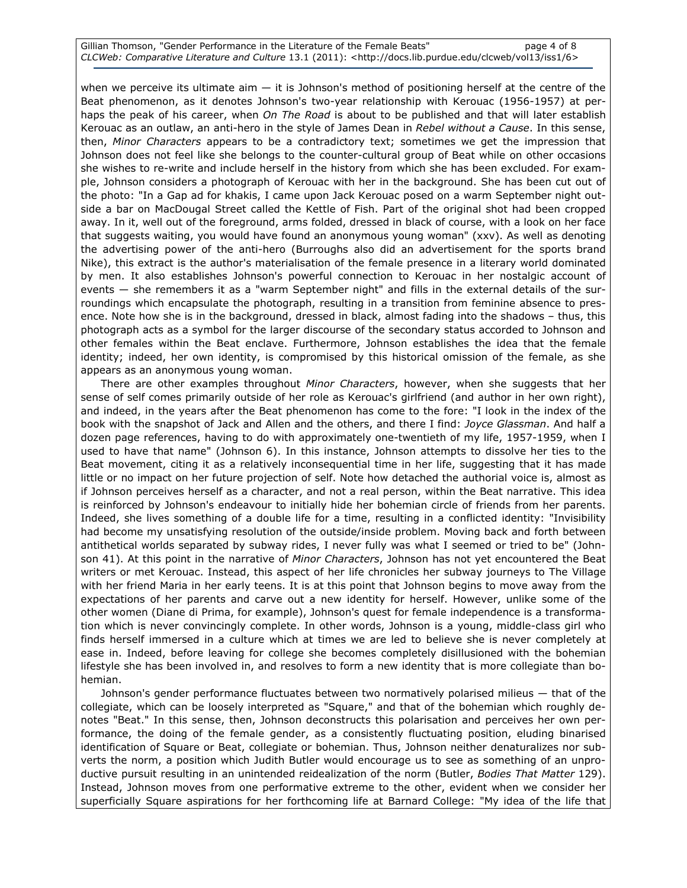when we perceive its ultimate aim — it is Johnson's method of positioning herself at the centre of the Beat phenomenon, as it denotes Johnson's two-year relationship with Kerouac (1956-1957) at perhaps the peak of his career, when *On The Road* is about to be published and that will later establish Kerouac as an outlaw, an anti-hero in the style of James Dean in *Rebel without a Cause*. In this sense, then, *Minor Characters* appears to be a contradictory text; sometimes we get the impression that Johnson does not feel like she belongs to the counter-cultural group of Beat while on other occasions she wishes to re-write and include herself in the history from which she has been excluded. For example, Johnson considers a photograph of Kerouac with her in the background. She has been cut out of the photo: "In a Gap ad for khakis, I came upon Jack Kerouac posed on a warm September night outside a bar on MacDougal Street called the Kettle of Fish. Part of the original shot had been cropped away. In it, well out of the foreground, arms folded, dressed in black of course, with a look on her face that suggests waiting, you would have found an anonymous young woman" (xxv). As well as denoting the advertising power of the anti-hero (Burroughs also did an advertisement for the sports brand Nike), this extract is the author's materialisation of the female presence in a literary world dominated by men. It also establishes Johnson's powerful connection to Kerouac in her nostalgic account of events — she remembers it as a "warm September night" and fills in the external details of the surroundings which encapsulate the photograph, resulting in a transition from feminine absence to presence. Note how she is in the background, dressed in black, almost fading into the shadows – thus, this photograph acts as a symbol for the larger discourse of the secondary status accorded to Johnson and other females within the Beat enclave. Furthermore, Johnson establishes the idea that the female identity; indeed, her own identity, is compromised by this historical omission of the female, as she appears as an anonymous young woman.

There are other examples throughout *Minor Characters*, however, when she suggests that her sense of self comes primarily outside of her role as Kerouac's girlfriend (and author in her own right), and indeed, in the years after the Beat phenomenon has come to the fore: "I look in the index of the book with the snapshot of Jack and Allen and the others, and there I find: *Joyce Glassman*. And half a dozen page references, having to do with approximately one-twentieth of my life, 1957-1959, when I used to have that name" (Johnson 6). In this instance, Johnson attempts to dissolve her ties to the Beat movement, citing it as a relatively inconsequential time in her life, suggesting that it has made little or no impact on her future projection of self. Note how detached the authorial voice is, almost as if Johnson perceives herself as a character, and not a real person, within the Beat narrative. This idea is reinforced by Johnson's endeavour to initially hide her bohemian circle of friends from her parents. Indeed, she lives something of a double life for a time, resulting in a conflicted identity: "Invisibility had become my unsatisfying resolution of the outside/inside problem. Moving back and forth between antithetical worlds separated by subway rides, I never fully was what I seemed or tried to be" (Johnson 41). At this point in the narrative of *Minor Characters*, Johnson has not yet encountered the Beat writers or met Kerouac. Instead, this aspect of her life chronicles her subway journeys to The Village with her friend Maria in her early teens. It is at this point that Johnson begins to move away from the expectations of her parents and carve out a new identity for herself. However, unlike some of the other women (Diane di Prima, for example), Johnson's quest for female independence is a transformation which is never convincingly complete. In other words, Johnson is a young, middle-class girl who finds herself immersed in a culture which at times we are led to believe she is never completely at ease in. Indeed, before leaving for college she becomes completely disillusioned with the bohemian lifestyle she has been involved in, and resolves to form a new identity that is more collegiate than bohemian.

Johnson's gender performance fluctuates between two normatively polarised milieus — that of the collegiate, which can be loosely interpreted as "Square," and that of the bohemian which roughly denotes "Beat." In this sense, then, Johnson deconstructs this polarisation and perceives her own performance, the doing of the female gender, as a consistently fluctuating position, eluding binarised identification of Square or Beat, collegiate or bohemian. Thus, Johnson neither denaturalizes nor subverts the norm, a position which Judith Butler would encourage us to see as something of an unproductive pursuit resulting in an unintended reidealization of the norm (Butler, *Bodies That Matter* 129). Instead, Johnson moves from one performative extreme to the other, evident when we consider her superficially Square aspirations for her forthcoming life at Barnard College: "My idea of the life that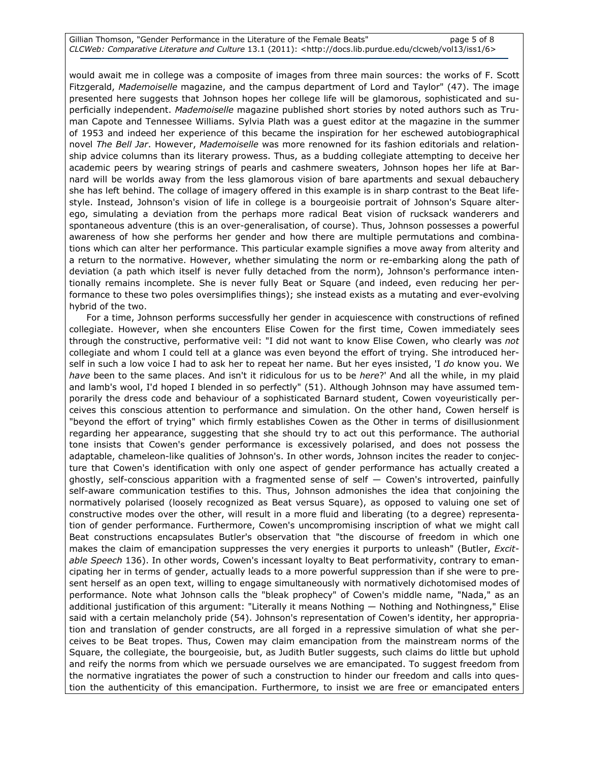would await me in college was a composite of images from three main sources: the works of F. Scott Fitzgerald, *Mademoiselle* magazine, and the campus department of Lord and Taylor" (47). The image presented here suggests that Johnson hopes her college life will be glamorous, sophisticated and superficially independent. *Mademoiselle* magazine published short stories by noted authors such as Truman Capote and Tennessee Williams. Sylvia Plath was a guest editor at the magazine in the summer of 1953 and indeed her experience of this became the inspiration for her eschewed autobiographical novel *The Bell Jar*. However, *Mademoiselle* was more renowned for its fashion editorials and relationship advice columns than its literary prowess. Thus, as a budding collegiate attempting to deceive her academic peers by wearing strings of pearls and cashmere sweaters, Johnson hopes her life at Barnard will be worlds away from the less glamorous vision of bare apartments and sexual debauchery she has left behind. The collage of imagery offered in this example is in sharp contrast to the Beat lifestyle. Instead, Johnson's vision of life in college is a bourgeoisie portrait of Johnson's Square alter-ego, simulating a deviation from the perhaps more radical Beat vision of rucksack wanderers and spontaneous adventure (this is an over-generalisation, of course). Thus, Johnson possesses a powerful awareness of how she performs her gender and how there are multiple permutations and combinations which can alter her performance. This particular example signifies a move away from alterity and a return to the normative. However, whether simulating the norm or re-embarking along the path of deviation (a path which itself is never fully detached from the norm), Johnson's performance intentionally remains incomplete. She is never fully Beat or Square (and indeed, even reducing her performance to these two poles oversimplifies things); she instead exists as a mutating and ever-evolving hybrid of the two.

For a time, Johnson performs successfully her gender in acquiescence with constructions of refined collegiate. However, when she encounters Elise Cowen for the first time, Cowen immediately sees through the constructive, performative veil: "I did not want to know Elise Cowen, who clearly was *not* collegiate and whom I could tell at a glance was even beyond the effort of trying. She introduced herself in such a low voice I had to ask her to repeat her name. But her eyes insisted, 'I *do* know you. We *have* been to the same places. And isn't it ridiculous for us to be *here*?' And all the while, in my plaid and lamb's wool, I'd hoped I blended in so perfectly" (51). Although Johnson may have assumed temporarily the dress code and behaviour of a sophisticated Barnard student, Cowen voyeuristically perceives this conscious attention to performance and simulation. On the other hand, Cowen herself is "beyond the effort of trying" which firmly establishes Cowen as the Other in terms of disillusionment regarding her appearance, suggesting that she should try to act out this performance. The authorial tone insists that Cowen's gender performance is excessively polarised, and does not possess the adaptable, chameleon-like qualities of Johnson's. In other words, Johnson incites the reader to conjecture that Cowen's identification with only one aspect of gender performance has actually created a ghostly, self-conscious apparition with a fragmented sense of self — Cowen's introverted, painfully self-aware communication testifies to this. Thus, Johnson admonishes the idea that conjoining the normatively polarised (loosely recognized as Beat versus Square), as opposed to valuing one set of constructive modes over the other, will result in a more fluid and liberating (to a degree) representation of gender performance. Furthermore, Cowen's uncompromising inscription of what we might call Beat constructions encapsulates Butler's observation that "the discourse of freedom in which one makes the claim of emancipation suppresses the very energies it purports to unleash" (Butler, *Excitable Speech* 136). In other words, Cowen's incessant loyalty to Beat performativity, contrary to emancipating her in terms of gender, actually leads to a more powerful suppression than if she were to present herself as an open text, willing to engage simultaneously with normatively dichotomised modes of performance. Note what Johnson calls the "bleak prophecy" of Cowen's middle name, "Nada," as an additional justification of this argument: "Literally it means Nothing — Nothing and Nothingness," Elise said with a certain melancholy pride (54). Johnson's representation of Cowen's identity, her appropriation and translation of gender constructs, are all forged in a repressive simulation of what she perceives to be Beat tropes. Thus, Cowen may claim emancipation from the mainstream norms of the Square, the collegiate, the bourgeoisie, but, as Judith Butler suggests, such claims do little but uphold and reify the norms from which we persuade ourselves we are emancipated. To suggest freedom from the normative ingratiates the power of such a construction to hinder our freedom and calls into question the authenticity of this emancipation. Furthermore, to insist we are free or emancipated enters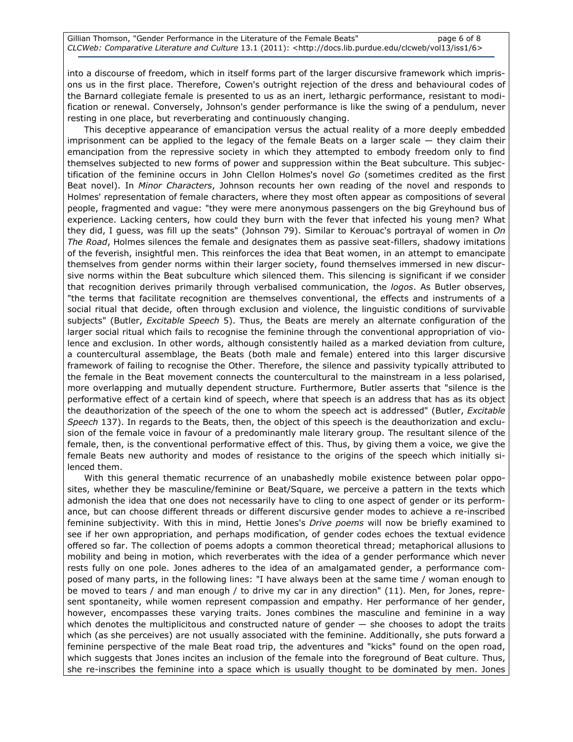into a discourse of freedom, which in itself forms part of the larger discursive framework which imprisons us in the first place. Therefore, Cowen's outright rejection of the dress and behavioural codes of the Barnard collegiate female is presented to us as an inert, lethargic performance, resistant to modification or renewal. Conversely, Johnson's gender performance is like the swing of a pendulum, never resting in one place, but reverberating and continuously changing.

This deceptive appearance of emancipation versus the actual reality of a more deeply embedded imprisonment can be applied to the legacy of the female Beats on a larger scale — they claim their emancipation from the repressive society in which they attempted to embody freedom only to find themselves subjected to new forms of power and suppression within the Beat subculture. This subjectification of the feminine occurs in John Clellon Holmes's novel *Go* (sometimes credited as the first Beat novel). In *Minor Characters*, Johnson recounts her own reading of the novel and responds to Holmes' representation of female characters, where they most often appear as compositions of several people, fragmented and vague: "they were mere anonymous passengers on the big Greyhound bus of experience. Lacking centers, how could they burn with the fever that infected his young men? What they did, I guess, was fill up the seats" (Johnson 79). Similar to Kerouac's portrayal of women in *On The Road*, Holmes silences the female and designates them as passive seat-fillers, shadowy imitations of the feverish, insightful men. This reinforces the idea that Beat women, in an attempt to emancipate themselves from gender norms within their larger society, found themselves immersed in new discursive norms within the Beat subculture which silenced them. This silencing is significant if we consider that recognition derives primarily through verbalised communication, the *logos*. As Butler observes, "the terms that facilitate recognition are themselves conventional, the effects and instruments of a social ritual that decide, often through exclusion and violence, the linguistic conditions of survivable subjects" (Butler, *Excitable Speech* 5). Thus, the Beats are merely an alternate configuration of the larger social ritual which fails to recognise the feminine through the conventional appropriation of violence and exclusion. In other words, although consistently hailed as a marked deviation from culture, a countercultural assemblage, the Beats (both male and female) entered into this larger discursive framework of failing to recognise the Other. Therefore, the silence and passivity typically attributed to the female in the Beat movement connects the countercultural to the mainstream in a less polarised, more overlapping and mutually dependent structure. Furthermore, Butler asserts that "silence is the performative effect of a certain kind of speech, where that speech is an address that has as its object the deauthorization of the speech of the one to whom the speech act is addressed" (Butler, *Excitable Speech* 137). In regards to the Beats, then, the object of this speech is the deauthorization and exclusion of the female voice in favour of a predominantly male literary group. The resultant silence of the female, then, is the conventional performative effect of this. Thus, by giving them a voice, we give the female Beats new authority and modes of resistance to the origins of the speech which initially silenced them.

With this general thematic recurrence of an unabashedly mobile existence between polar opposites, whether they be masculine/feminine or Beat/Square, we perceive a pattern in the texts which admonish the idea that one does not necessarily have to cling to one aspect of gender or its performance, but can choose different threads or different discursive gender modes to achieve a re-inscribed feminine subjectivity. With this in mind, Hettie Jones's *Drive poems* will now be briefly examined to see if her own appropriation, and perhaps modification, of gender codes echoes the textual evidence offered so far. The collection of poems adopts a common theoretical thread; metaphorical allusions to mobility and being in motion, which reverberates with the idea of a gender performance which never rests fully on one pole. Jones adheres to the idea of an amalgamated gender, a performance composed of many parts, in the following lines: "I have always been at the same time / woman enough to be moved to tears / and man enough / to drive my car in any direction" (11). Men, for Jones, represent spontaneity, while women represent compassion and empathy. Her performance of her gender, however, encompasses these varying traits. Jones combines the masculine and feminine in a way which denotes the multiplicitous and constructed nature of gender — she chooses to adopt the traits which (as she perceives) are not usually associated with the feminine. Additionally, she puts forward a feminine perspective of the male Beat road trip, the adventures and "kicks" found on the open road, which suggests that Jones incites an inclusion of the female into the foreground of Beat culture. Thus, she re-inscribes the feminine into a space which is usually thought to be dominated by men. Jones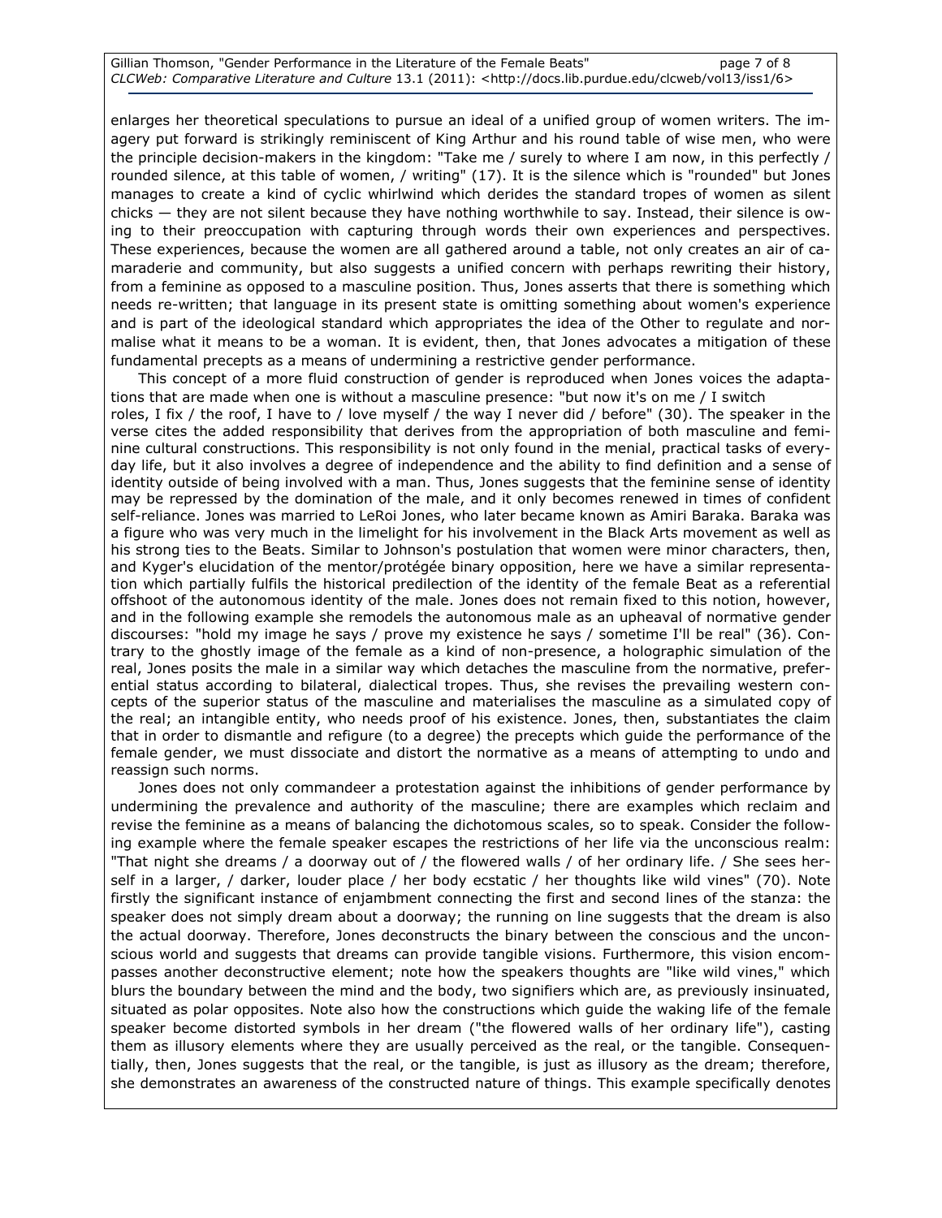enlarges her theoretical speculations to pursue an ideal of a unified group of women writers. The imagery put forward is strikingly reminiscent of King Arthur and his round table of wise men, who were the principle decision-makers in the kingdom: "Take me / surely to where I am now, in this perfectly / rounded silence, at this table of women, / writing" (17). It is the silence which is "rounded" but Jones manages to create a kind of cyclic whirlwind which derides the standard tropes of women as silent chicks — they are not silent because they have nothing worthwhile to say. Instead, their silence is owing to their preoccupation with capturing through words their own experiences and perspectives. These experiences, because the women are all gathered around a table, not only creates an air of camaraderie and community, but also suggests a unified concern with perhaps rewriting their history, from a feminine as opposed to a masculine position. Thus, Jones asserts that there is something which needs re-written; that language in its present state is omitting something about women's experience and is part of the ideological standard which appropriates the idea of the Other to regulate and normalise what it means to be a woman. It is evident, then, that Jones advocates a mitigation of these fundamental precepts as a means of undermining a restrictive gender performance.

This concept of a more fluid construction of gender is reproduced when Jones voices the adaptations that are made when one is without a masculine presence: "but now it's on me / I switch roles, I fix / the roof, I have to / love myself / the way I never did / before" (30). The speaker in the verse cites the added responsibility that derives from the appropriation of both masculine and feminine cultural constructions. This responsibility is not only found in the menial, practical tasks of everyday life, but it also involves a degree of independence and the ability to find definition and a sense of identity outside of being involved with a man. Thus, Jones suggests that the feminine sense of identity may be repressed by the domination of the male, and it only becomes renewed in times of confident self-reliance. Jones was married to LeRoi Jones, who later became known as Amiri Baraka. Baraka was a figure who was very much in the limelight for his involvement in the Black Arts movement as well as his strong ties to the Beats. Similar to Johnson's postulation that women were minor characters, then, and Kyger's elucidation of the mentor/protégée binary opposition, here we have a similar representation which partially fulfils the historical predilection of the identity of the female Beat as a referential offshoot of the autonomous identity of the male. Jones does not remain fixed to this notion, however, and in the following example she remodels the autonomous male as an upheaval of normative gender discourses: "hold my image he says / prove my existence he says / sometime I'll be real" (36). Contrary to the ghostly image of the female as a kind of non-presence, a holographic simulation of the real, Jones posits the male in a similar way which detaches the masculine from the normative, preferential status according to bilateral, dialectical tropes. Thus, she revises the prevailing western concepts of the superior status of the masculine and materialises the masculine as a simulated copy of the real; an intangible entity, who needs proof of his existence. Jones, then, substantiates the claim that in order to dismantle and refigure (to a degree) the precepts which guide the performance of the female gender, we must dissociate and distort the normative as a means of attempting to undo and reassign such norms.

Jones does not only commandeer a protestation against the inhibitions of gender performance by undermining the prevalence and authority of the masculine; there are examples which reclaim and revise the feminine as a means of balancing the dichotomous scales, so to speak. Consider the following example where the female speaker escapes the restrictions of her life via the unconscious realm: "That night she dreams / a doorway out of / the flowered walls / of her ordinary life. / She sees herself in a larger, / darker, louder place / her body ecstatic / her thoughts like wild vines" (70). Note firstly the significant instance of enjambment connecting the first and second lines of the stanza: the speaker does not simply dream about a doorway; the running on line suggests that the dream is also the actual doorway. Therefore, Jones deconstructs the binary between the conscious and the unconscious world and suggests that dreams can provide tangible visions. Furthermore, this vision encompasses another deconstructive element; note how the speakers thoughts are "like wild vines," which blurs the boundary between the mind and the body, two signifiers which are, as previously insinuated, situated as polar opposites. Note also how the constructions which guide the waking life of the female speaker become distorted symbols in her dream ("the flowered walls of her ordinary life"), casting them as illusory elements where they are usually perceived as the real, or the tangible. Consequentially, then, Jones suggests that the real, or the tangible, is just as illusory as the dream; therefore, she demonstrates an awareness of the constructed nature of things. This example specifically denotes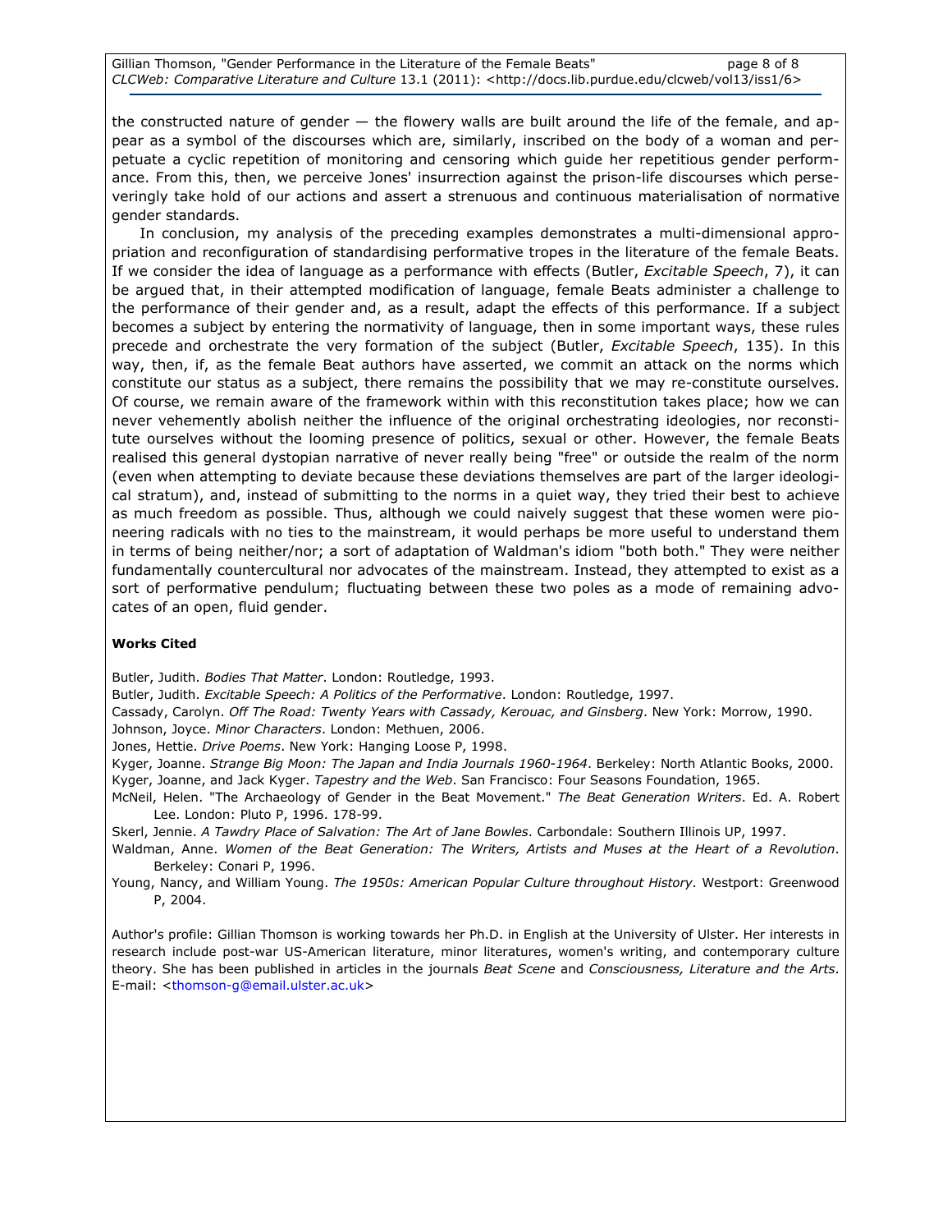the constructed nature of gender — the flowery walls are built around the life of the female, and appear as a symbol of the discourses which are, similarly, inscribed on the body of a woman and perpetuate a cyclic repetition of monitoring and censoring which guide her repetitious gender performance. From this, then, we perceive Jones' insurrection against the prison-life discourses which perseveringly take hold of our actions and assert a strenuous and continuous materialisation of normative gender standards.

In conclusion, my analysis of the preceding examples demonstrates a multi-dimensional appropriation and reconfiguration of standardising performative tropes in the literature of the female Beats. If we consider the idea of language as a performance with effects (Butler, *Excitable Speech*, 7), it can be argued that, in their attempted modification of language, female Beats administer a challenge to the performance of their gender and, as a result, adapt the effects of this performance. If a subject becomes a subject by entering the normativity of language, then in some important ways, these rules precede and orchestrate the very formation of the subject (Butler, *Excitable Speech*, 135). In this way, then, if, as the female Beat authors have asserted, we commit an attack on the norms which constitute our status as a subject, there remains the possibility that we may re-constitute ourselves. Of course, we remain aware of the framework within with this reconstitution takes place; how we can never vehemently abolish neither the influence of the original orchestrating ideologies, nor reconstitute ourselves without the looming presence of politics, sexual or other. However, the female Beats realised this general dystopian narrative of never really being "free" or outside the realm of the norm (even when attempting to deviate because these deviations themselves are part of the larger ideological stratum), and, instead of submitting to the norms in a quiet way, they tried their best to achieve as much freedom as possible. Thus, although we could naively suggest that these women were pioneering radicals with no ties to the mainstream, it would perhaps be more useful to understand them in terms of being neither/nor; a sort of adaptation of Waldman's idiom "both both." They were neither fundamentally countercultural nor advocates of the mainstream. Instead, they attempted to exist as a sort of performative pendulum; fluctuating between these two poles as a mode of remaining advocates of an open, fluid gender.

**Works Cited**

Butler, Judith. *Bodies That Matter*. London: Routledge, 1993.

Butler, Judith. *Excitable Speech: A Politics of the Performative*. London: Routledge, 1997.

Cassady, Carolyn. *Off The Road: Twenty Years with Cassady, Kerouac, and Ginsberg*. New York: Morrow, 1990.

Johnson, Joyce. *Minor Characters*. London: Methuen, 2006.

Jones, Hettie. *Drive Poems*. New York: Hanging Loose P, 1998.

Kyger, Joanne. *Strange Big Moon: The Japan and India Journals 1960-1964*. Berkeley: North Atlantic Books, 2000.

Kyger, Joanne, and Jack Kyger. *Tapestry and the Web*. San Francisco: Four Seasons Foundation, 1965.

McNeil, Helen. "The Archaeology of Gender in the Beat Movement." *The Beat Generation Writers*. Ed. A. Robert Lee. London: Pluto P, 1996. 178-99.

Skerl, Jennie. *A Tawdry Place of Salvation: The Art of Jane Bowles*. Carbondale: Southern Illinois UP, 1997.

Waldman, Anne. *Women of the Beat Generation: The Writers, Artists and Muses at the Heart of a Revolution*. Berkeley: Conari P, 1996.

Young, Nancy, and William Young. *The 1950s: American Popular Culture throughout History*. Westport: Greenwood P, 2004.

Author's profile: Gillian Thomson is working towards her Ph.D. in English at the University of Ulster. Her interests in research include post-war US-American literature, minor literatures, women's writing, and contemporary culture theory. She has been published in articles in the journals *Beat Scene* and *Consciousness, Literature and the Arts*. E-mail: <thomson-g@email.ulster.ac.uk>